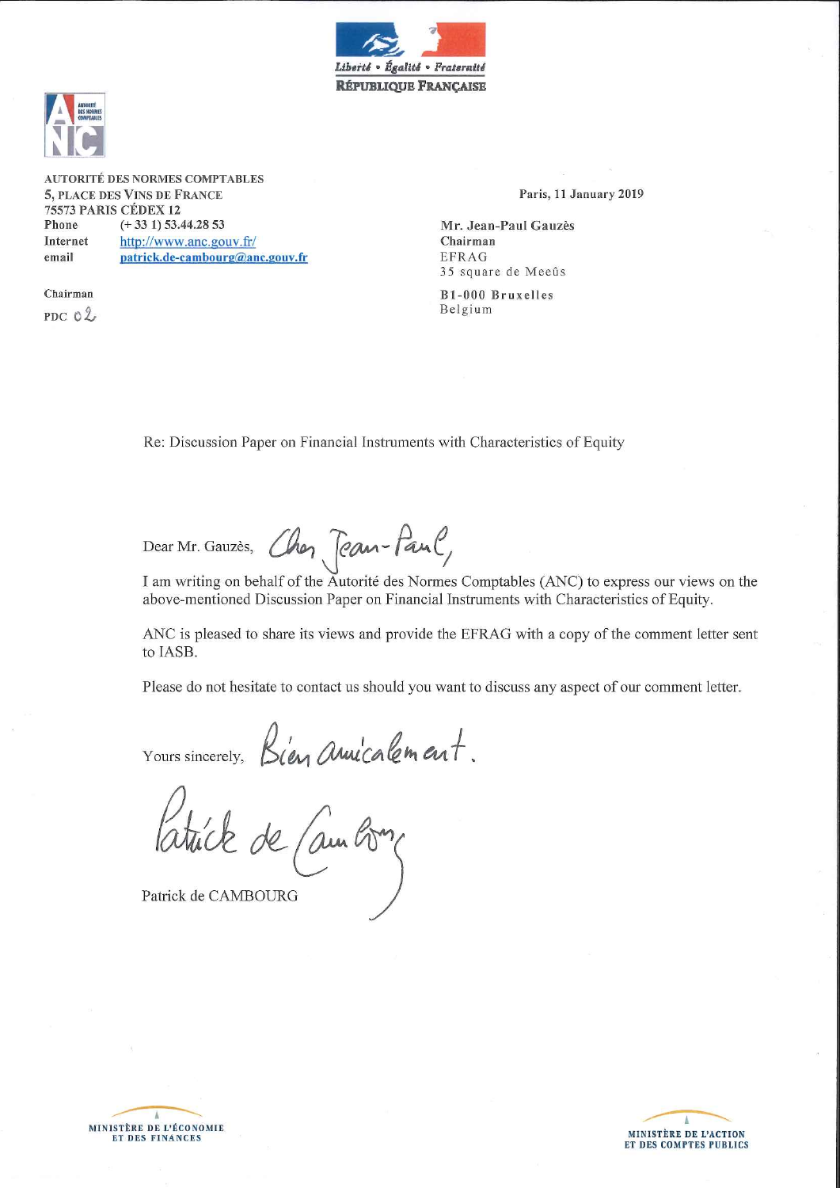Liberté • Égalité • Fraternité
**RÉPUBLIQUE FRANÇAISE**

AUTORITÉ DES NORMES COMPTABLES
5, PLACE DES VINS DE FRANCE
75573 PARIS CÉDEX 12
Phone (+ 33 1) 53.44.28 53
Internet http://www.anc.gouv.fr/
email patrick.de-cambourg@anc.gouv.fr

Chairman
PDC 02

Paris, 11 January 2019

**Mr. Jean-Paul Gauzès**
**Chairman**
EFRAG
35 square de Meeûs
**B1-000 Bruxelles**
Belgium

Re: Discussion Paper on Financial Instruments with Characteristics of Equity

Dear Mr. Gauzès, Cher Jean-Paul,

I am writing on behalf of the Autorité des Normes Comptables (ANC) to express our views on the above-mentioned Discussion Paper on Financial Instruments with Characteristics of Equity.

ANC is pleased to share its views and provide the EFRAG with a copy of the comment letter sent to IASB.

Please do not hesitate to contact us should you want to discuss any aspect of our comment letter.

Yours sincerely, Bien amicalement.

Patrick de Cambourg

Patrick de CAMBOURG

MINISTÈRE DE L'ÉCONOMIE ET DES FINANCES

MINISTÈRE DE L'ACTION ET DES COMPTES PUBLICS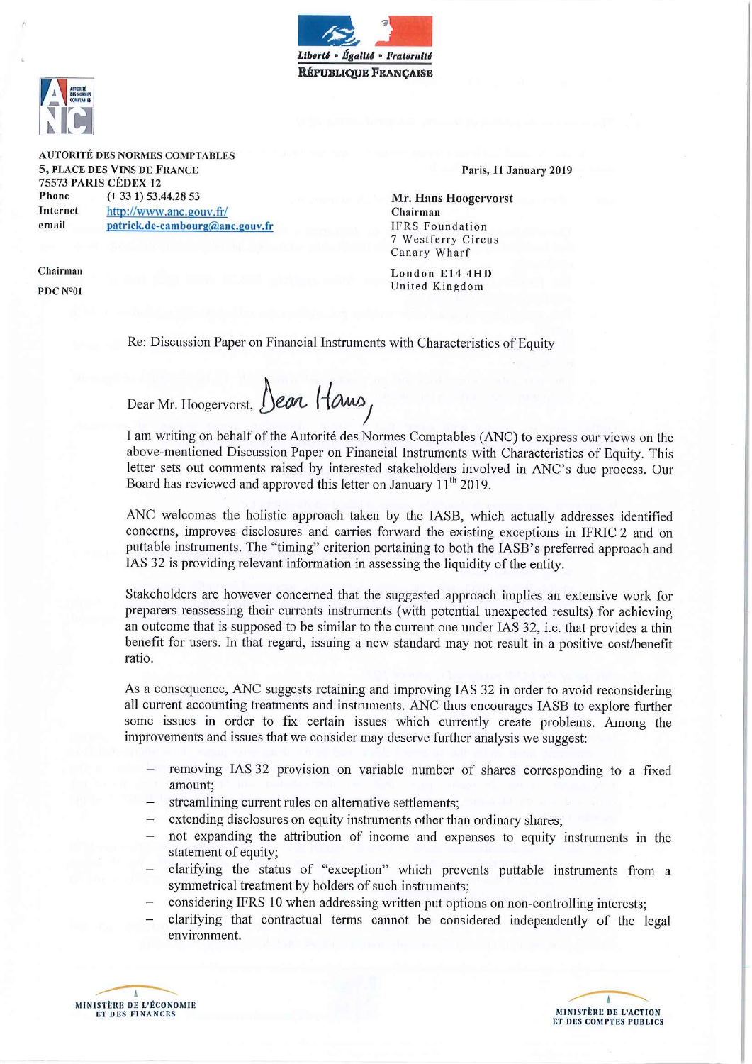AUTORITÉ DES NORMES COMPTABLES
5, PLACE DES VINS DE FRANCE
75573 PARIS CÉDEX 12
Phone (+ 33 1) 53.44.28 53
Internet http://www.anc.gouv.fr/
email patrick.de-cambourg@anc.gouv.fr

Chairman

PDC N°01

Paris, 11 January 2019

Mr. Hans Hoogervorst
Chairman
IFRS Foundation
7 Westferry Circus
Canary Wharf
London E14 4HD
United Kingdom

Re: Discussion Paper on Financial Instruments with Characteristics of Equity

Dear Mr. Hoogervorst, Dear Hans,

I am writing on behalf of the Autorité des Normes Comptables (ANC) to express our views on the above-mentioned Discussion Paper on Financial Instruments with Characteristics of Equity. This letter sets out comments raised by interested stakeholders involved in ANC's due process. Our Board has reviewed and approved this letter on January 11th 2019.

ANC welcomes the holistic approach taken by the IASB, which actually addresses identified concerns, improves disclosures and carries forward the existing exceptions in IFRIC 2 and on puttable instruments. The "timing" criterion pertaining to both the IASB's preferred approach and IAS 32 is providing relevant information in assessing the liquidity of the entity.

Stakeholders are however concerned that the suggested approach implies an extensive work for preparers reassessing their currents instruments (with potential unexpected results) for achieving an outcome that is supposed to be similar to the current one under IAS 32, i.e. that provides a thin benefit for users. In that regard, issuing a new standard may not result in a positive cost/benefit ratio.

As a consequence, ANC suggests retaining and improving IAS 32 in order to avoid reconsidering all current accounting treatments and instruments. ANC thus encourages IASB to explore further some issues in order to fix certain issues which currently create problems. Among the improvements and issues that we consider may deserve further analysis we suggest:

- removing IAS 32 provision on variable number of shares corresponding to a fixed amount;
- streamlining current rules on alternative settlements;
- extending disclosures on equity instruments other than ordinary shares;
- not expanding the attribution of income and expenses to equity instruments in the statement of equity;
- clarifying the status of "exception" which prevents puttable instruments from a symmetrical treatment by holders of such instruments;
- considering IFRS 10 when addressing written put options on non-controlling interests;
- clarifying that contractual terms cannot be considered independently of the legal environment.

MINISTÈRE DE L'ÉCONOMIE ET DES FINANCES

MINISTÈRE DE L'ACTION ET DES COMPTES PUBLICS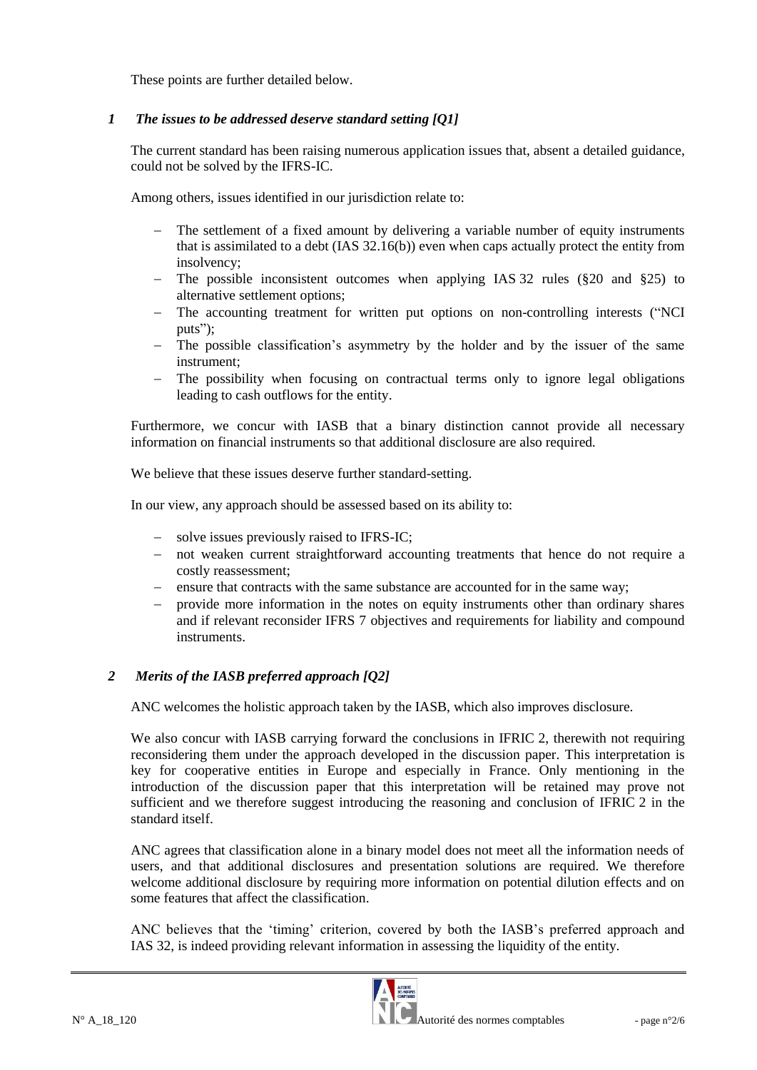These points are further detailed below.

## *1 The issues to be addressed deserve standard setting [Q1]*

The current standard has been raising numerous application issues that, absent a detailed guidance, could not be solved by the IFRS-IC.

Among others, issues identified in our jurisdiction relate to:

- The settlement of a fixed amount by delivering a variable number of equity instruments that is assimilated to a debt (IAS 32.16(b)) even when caps actually protect the entity from insolvency;
- The possible inconsistent outcomes when applying IAS 32 rules (§20 and §25) to alternative settlement options;
- The accounting treatment for written put options on non-controlling interests ("NCI puts");
- The possible classification's asymmetry by the holder and by the issuer of the same instrument;
- The possibility when focusing on contractual terms only to ignore legal obligations leading to cash outflows for the entity.

Furthermore, we concur with IASB that a binary distinction cannot provide all necessary information on financial instruments so that additional disclosure are also required.

We believe that these issues deserve further standard-setting.

In our view, any approach should be assessed based on its ability to:

- solve issues previously raised to IFRS-IC;
- not weaken current straightforward accounting treatments that hence do not require a costly reassessment;
- ensure that contracts with the same substance are accounted for in the same way;
- provide more information in the notes on equity instruments other than ordinary shares and if relevant reconsider IFRS 7 objectives and requirements for liability and compound instruments.

## *2 Merits of the IASB preferred approach [Q2]*

ANC welcomes the holistic approach taken by the IASB, which also improves disclosure.

We also concur with IASB carrying forward the conclusions in IFRIC 2, therewith not requiring reconsidering them under the approach developed in the discussion paper. This interpretation is key for cooperative entities in Europe and especially in France. Only mentioning in the introduction of the discussion paper that this interpretation will be retained may prove not sufficient and we therefore suggest introducing the reasoning and conclusion of IFRIC 2 in the standard itself.

ANC agrees that classification alone in a binary model does not meet all the information needs of users, and that additional disclosures and presentation solutions are required. We therefore welcome additional disclosure by requiring more information on potential dilution effects and on some features that affect the classification.

ANC believes that the 'timing' criterion, covered by both the IASB's preferred approach and IAS 32, is indeed providing relevant information in assessing the liquidity of the entity.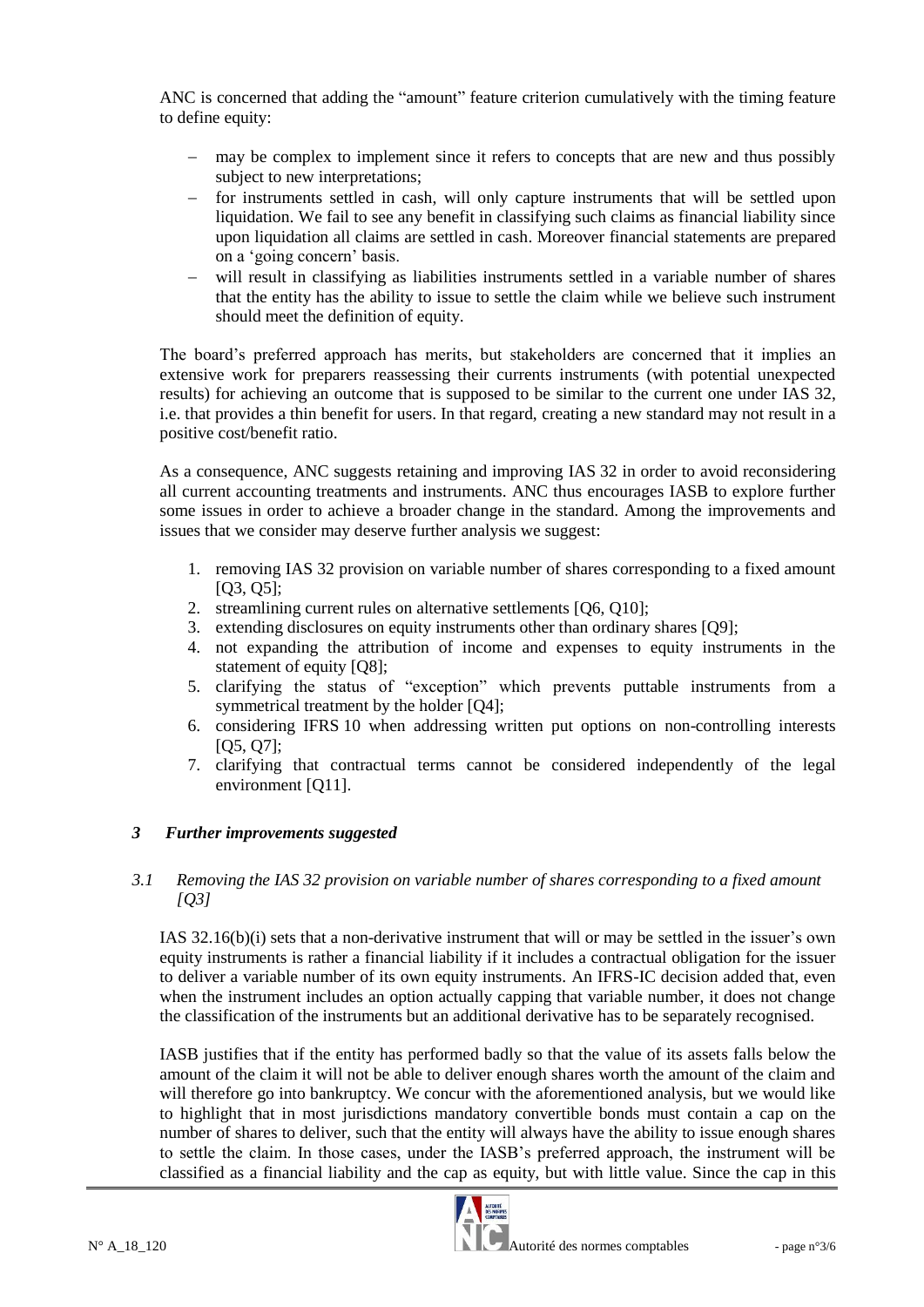ANC is concerned that adding the "amount" feature criterion cumulatively with the timing feature to define equity:

- may be complex to implement since it refers to concepts that are new and thus possibly subject to new interpretations;
- for instruments settled in cash, will only capture instruments that will be settled upon liquidation. We fail to see any benefit in classifying such claims as financial liability since upon liquidation all claims are settled in cash. Moreover financial statements are prepared on a 'going concern' basis.
- will result in classifying as liabilities instruments settled in a variable number of shares that the entity has the ability to issue to settle the claim while we believe such instrument should meet the definition of equity.

The board's preferred approach has merits, but stakeholders are concerned that it implies an extensive work for preparers reassessing their currents instruments (with potential unexpected results) for achieving an outcome that is supposed to be similar to the current one under IAS 32, i.e. that provides a thin benefit for users. In that regard, creating a new standard may not result in a positive cost/benefit ratio.

As a consequence, ANC suggests retaining and improving IAS 32 in order to avoid reconsidering all current accounting treatments and instruments. ANC thus encourages IASB to explore further some issues in order to achieve a broader change in the standard. Among the improvements and issues that we consider may deserve further analysis we suggest:

1. removing IAS 32 provision on variable number of shares corresponding to a fixed amount [Q3, Q5];
2. streamlining current rules on alternative settlements [Q6, Q10];
3. extending disclosures on equity instruments other than ordinary shares [Q9];
4. not expanding the attribution of income and expenses to equity instruments in the statement of equity [Q8];
5. clarifying the status of "exception" which prevents puttable instruments from a symmetrical treatment by the holder [Q4];
6. considering IFRS 10 when addressing written put options on non-controlling interests [Q5, Q7];
7. clarifying that contractual terms cannot be considered independently of the legal environment [Q11].

## *3 Further improvements suggested*

### *3.1 Removing the IAS 32 provision on variable number of shares corresponding to a fixed amount [Q3]*

IAS 32.16(b)(i) sets that a non-derivative instrument that will or may be settled in the issuer's own equity instruments is rather a financial liability if it includes a contractual obligation for the issuer to deliver a variable number of its own equity instruments. An IFRS-IC decision added that, even when the instrument includes an option actually capping that variable number, it does not change the classification of the instruments but an additional derivative has to be separately recognised.

IASB justifies that if the entity has performed badly so that the value of its assets falls below the amount of the claim it will not be able to deliver enough shares worth the amount of the claim and will therefore go into bankruptcy. We concur with the aforementioned analysis, but we would like to highlight that in most jurisdictions mandatory convertible bonds must contain a cap on the number of shares to deliver, such that the entity will always have the ability to issue enough shares to settle the claim. In those cases, under the IASB's preferred approach, the instrument will be classified as a financial liability and the cap as equity, but with little value. Since the cap in this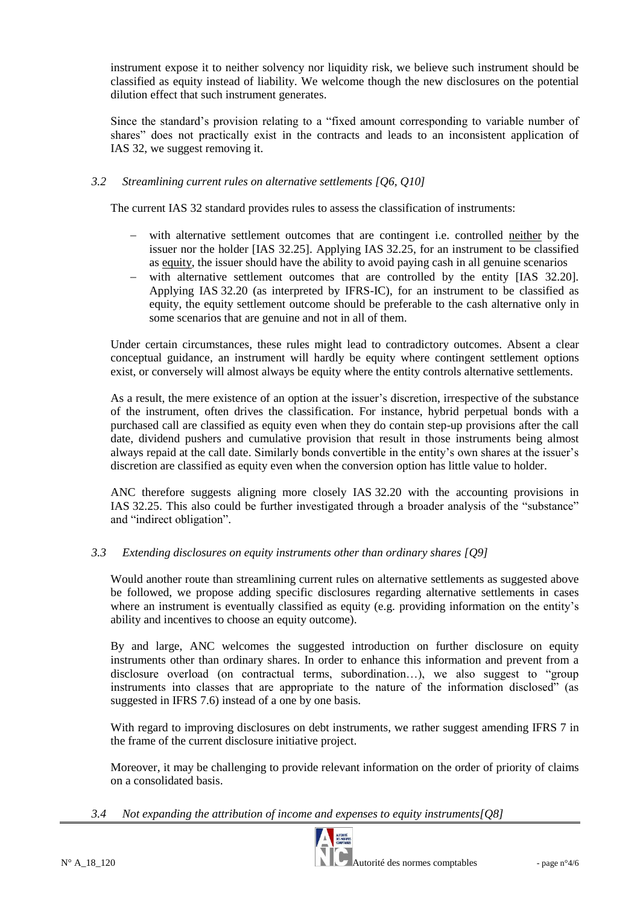instrument expose it to neither solvency nor liquidity risk, we believe such instrument should be classified as equity instead of liability. We welcome though the new disclosures on the potential dilution effect that such instrument generates.

Since the standard's provision relating to a "fixed amount corresponding to variable number of shares" does not practically exist in the contracts and leads to an inconsistent application of IAS 32, we suggest removing it.

### *3.2 Streamlining current rules on alternative settlements [Q6, Q10]*

The current IAS 32 standard provides rules to assess the classification of instruments:

- with alternative settlement outcomes that are contingent i.e. controlled <u>neither</u> by the issuer nor the holder [IAS 32.25]. Applying IAS 32.25, for an instrument to be classified as <u>equity</u>, the issuer should have the ability to avoid paying cash in all genuine scenarios
- with alternative settlement outcomes that are controlled by the entity [IAS 32.20]. Applying IAS 32.20 (as interpreted by IFRS-IC), for an instrument to be classified as equity, the equity settlement outcome should be preferable to the cash alternative only in some scenarios that are genuine and not in all of them.

Under certain circumstances, these rules might lead to contradictory outcomes. Absent a clear conceptual guidance, an instrument will hardly be equity where contingent settlement options exist, or conversely will almost always be equity where the entity controls alternative settlements.

As a result, the mere existence of an option at the issuer's discretion, irrespective of the substance of the instrument, often drives the classification. For instance, hybrid perpetual bonds with a purchased call are classified as equity even when they do contain step-up provisions after the call date, dividend pushers and cumulative provision that result in those instruments being almost always repaid at the call date. Similarly bonds convertible in the entity's own shares at the issuer's discretion are classified as equity even when the conversion option has little value to holder.

ANC therefore suggests aligning more closely IAS 32.20 with the accounting provisions in IAS 32.25. This also could be further investigated through a broader analysis of the "substance" and "indirect obligation".

### *3.3 Extending disclosures on equity instruments other than ordinary shares [Q9]*

Would another route than streamlining current rules on alternative settlements as suggested above be followed, we propose adding specific disclosures regarding alternative settlements in cases where an instrument is eventually classified as equity (e.g. providing information on the entity's ability and incentives to choose an equity outcome).

By and large, ANC welcomes the suggested introduction on further disclosure on equity instruments other than ordinary shares. In order to enhance this information and prevent from a disclosure overload (on contractual terms, subordination…), we also suggest to "group instruments into classes that are appropriate to the nature of the information disclosed" (as suggested in IFRS 7.6) instead of a one by one basis.

With regard to improving disclosures on debt instruments, we rather suggest amending IFRS 7 in the frame of the current disclosure initiative project.

Moreover, it may be challenging to provide relevant information on the order of priority of claims on a consolidated basis.

### *3.4 Not expanding the attribution of income and expenses to equity instruments[Q8]*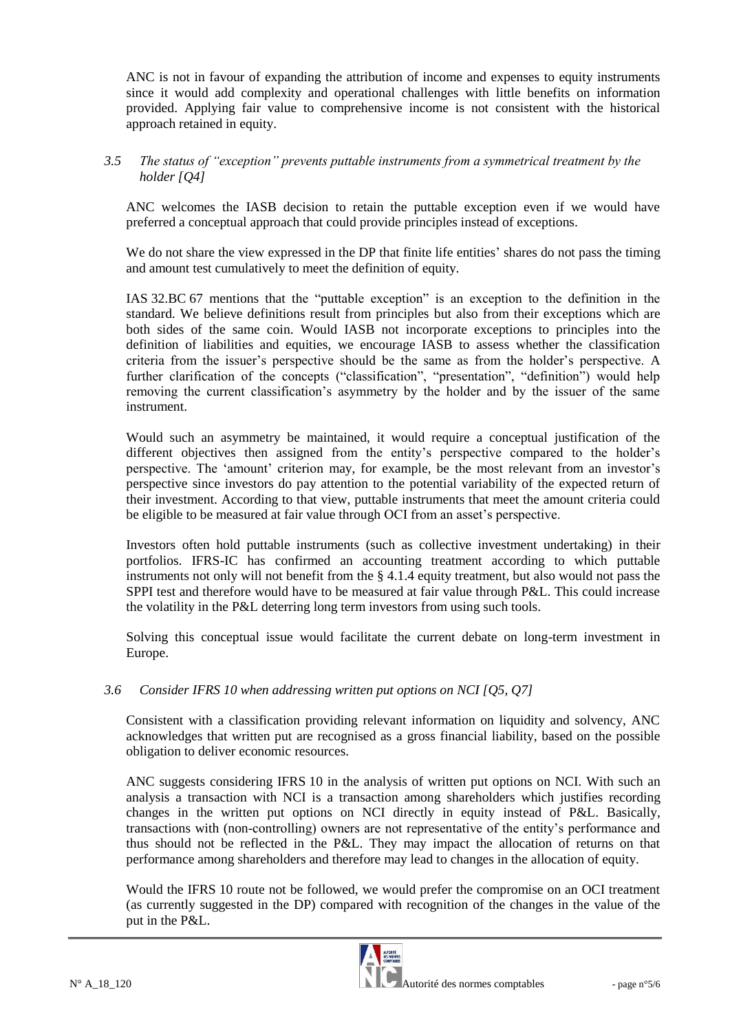ANC is not in favour of expanding the attribution of income and expenses to equity instruments since it would add complexity and operational challenges with little benefits on information provided. Applying fair value to comprehensive income is not consistent with the historical approach retained in equity.

### *3.5 The status of "exception" prevents puttable instruments from a symmetrical treatment by the holder [Q4]*

ANC welcomes the IASB decision to retain the puttable exception even if we would have preferred a conceptual approach that could provide principles instead of exceptions.

We do not share the view expressed in the DP that finite life entities' shares do not pass the timing and amount test cumulatively to meet the definition of equity.

IAS 32.BC 67 mentions that the "puttable exception" is an exception to the definition in the standard. We believe definitions result from principles but also from their exceptions which are both sides of the same coin. Would IASB not incorporate exceptions to principles into the definition of liabilities and equities, we encourage IASB to assess whether the classification criteria from the issuer's perspective should be the same as from the holder's perspective. A further clarification of the concepts ("classification", "presentation", "definition") would help removing the current classification's asymmetry by the holder and by the issuer of the same instrument.

Would such an asymmetry be maintained, it would require a conceptual justification of the different objectives then assigned from the entity's perspective compared to the holder's perspective. The 'amount' criterion may, for example, be the most relevant from an investor's perspective since investors do pay attention to the potential variability of the expected return of their investment. According to that view, puttable instruments that meet the amount criteria could be eligible to be measured at fair value through OCI from an asset's perspective.

Investors often hold puttable instruments (such as collective investment undertaking) in their portfolios. IFRS-IC has confirmed an accounting treatment according to which puttable instruments not only will not benefit from the § 4.1.4 equity treatment, but also would not pass the SPPI test and therefore would have to be measured at fair value through P&L. This could increase the volatility in the P&L deterring long term investors from using such tools.

Solving this conceptual issue would facilitate the current debate on long-term investment in Europe.

### *3.6 Consider IFRS 10 when addressing written put options on NCI [Q5, Q7]*

Consistent with a classification providing relevant information on liquidity and solvency, ANC acknowledges that written put are recognised as a gross financial liability, based on the possible obligation to deliver economic resources.

ANC suggests considering IFRS 10 in the analysis of written put options on NCI. With such an analysis a transaction with NCI is a transaction among shareholders which justifies recording changes in the written put options on NCI directly in equity instead of P&L. Basically, transactions with (non-controlling) owners are not representative of the entity's performance and thus should not be reflected in the P&L. They may impact the allocation of returns on that performance among shareholders and therefore may lead to changes in the allocation of equity.

Would the IFRS 10 route not be followed, we would prefer the compromise on an OCI treatment (as currently suggested in the DP) compared with recognition of the changes in the value of the put in the P&L.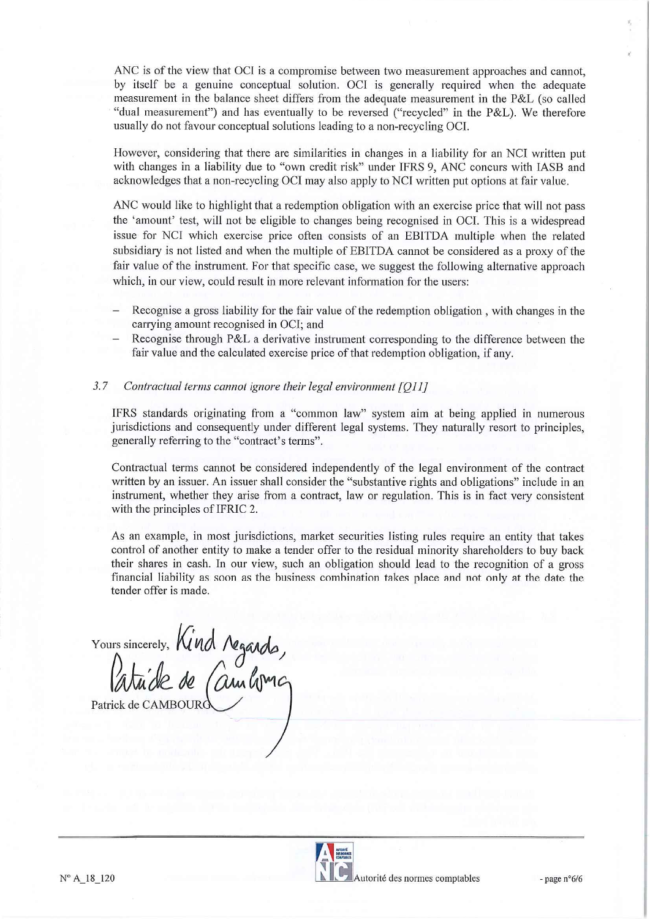ANC is of the view that OCI is a compromise between two measurement approaches and cannot, by itself be a genuine conceptual solution. OCI is generally required when the adequate measurement in the balance sheet differs from the adequate measurement in the P&L (so called "dual measurement") and has eventually to be reversed ("recycled" in the P&L). We therefore usually do not favour conceptual solutions leading to a non-recycling OCI.

However, considering that there are similarities in changes in a liability for an NCI written put with changes in a liability due to "own credit risk" under IFRS 9, ANC concurs with IASB and acknowledges that a non-recycling OCI may also apply to NCI written put options at fair value.

ANC would like to highlight that a redemption obligation with an exercise price that will not pass the 'amount' test, will not be eligible to changes being recognised in OCI. This is a widespread issue for NCI which exercise price often consists of an EBITDA multiple when the related subsidiary is not listed and when the multiple of EBITDA cannot be considered as a proxy of the fair value of the instrument. For that specific case, we suggest the following alternative approach which, in our view, could result in more relevant information for the users:

- Recognise a gross liability for the fair value of the redemption obligation , with changes in the carrying amount recognised in OCI; and
- Recognise through P&L a derivative instrument corresponding to the difference between the fair value and the calculated exercise price of that redemption obligation, if any.

### 3.7 *Contractual terms cannot ignore their legal environment [Q11]*

IFRS standards originating from a "common law" system aim at being applied in numerous jurisdictions and consequently under different legal systems. They naturally resort to principles, generally referring to the "contract's terms".

Contractual terms cannot be considered independently of the legal environment of the contract written by an issuer. An issuer shall consider the "substantive rights and obligations" include in an instrument, whether they arise from a contract, law or regulation. This is in fact very consistent with the principles of IFRIC 2.

As an example, in most jurisdictions, market securities listing rules require an entity that takes control of another entity to make a tender offer to the residual minority shareholders to buy back their shares in cash. In our view, such an obligation should lead to the recognition of a gross financial liability as soon as the business combination takes place and not only at the date the tender offer is made.

Yours sincerely, Kind Regards,

Patrick de Cambourg

Patrick de CAMBOURG